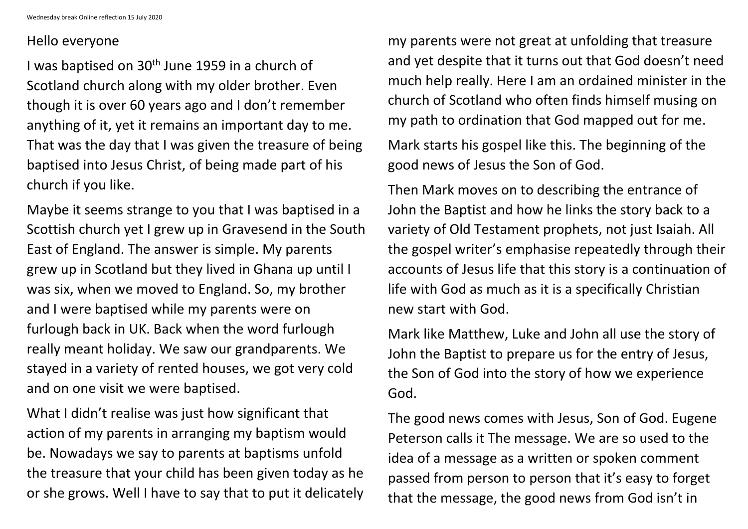Hello everyone

I was baptised on 30th June 1959 in a church of Scotland church along with my older brother. Even though it is over 60 years ago and I don't remember anything of it, yet it remains an important day to me. That was the day that I was given the treasure of being baptised into Jesus Christ, of being made part of his church if you like.

Maybe it seems strange to you that I was baptised in a Scottish church yet I grew up in Gravesend in the South East of England. The answer is simple. My parents grew up in Scotland but they lived in Ghana up until I was six, when we moved to England. So, my brother and I were baptised while my parents were on furlough back in UK. Back when the word furlough really meant holiday. We saw our grandparents. We stayed in a variety of rented houses, we got very cold and on one visit we were baptised.

What I didn't realise was just how significant that action of my parents in arranging my baptism would be. Nowadays we say to parents at baptisms unfold the treasure that your child has been given today as he or she grows. Well I have to say that to put it delicately my parents were not great at unfolding that treasure and yet despite that it turns out that God doesn't need much help really. Here I am an ordained minister in the church of Scotland who often finds himself musing on my path to ordination that God mapped out for me.

Mark starts his gospel like this. The beginning of the good news of Jesus the Son of God.

Then Mark moves on to describing the entrance of John the Baptist and how he links the story back to a variety of Old Testament prophets, not just Isaiah. All the gospel writer's emphasise repeatedly through their accounts of Jesus life that this story is a continuation of life with God as much as it is a specifically Christian new start with God.

Mark like Matthew, Luke and John all use the story of John the Baptist to prepare us for the entry of Jesus, the Son of God into the story of how we experience God.

The good news comes with Jesus, Son of God. Eugene Peterson calls it The message. We are so used to the idea of a message as a written or spoken comment passed from person to person that it's easy to forget that the message, the good news from God isn't in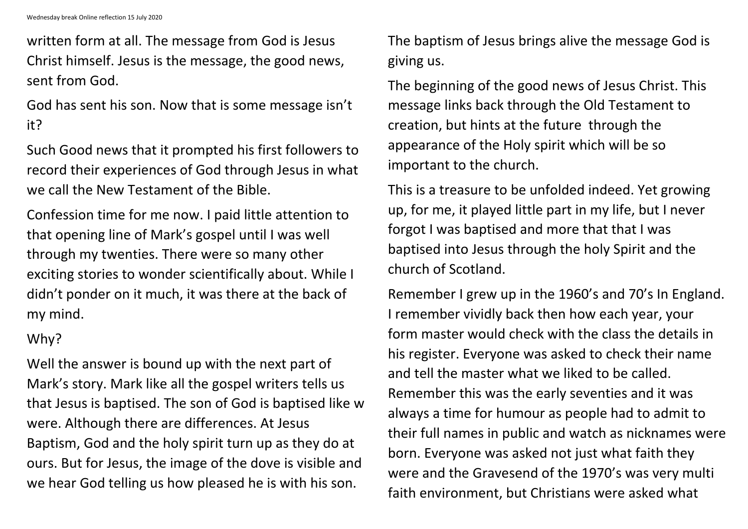written form at all. The message from God is Jesus Christ himself. Jesus is the message, the good news, sent from God.

God has sent his son. Now that is some message isn't it?

Such Good news that it prompted his first followers to record their experiences of God through Jesus in what we call the New Testament of the Bible.

Confession time for me now. I paid little attention to that opening line of Mark's gospel until I was well through my twenties. There were so many other exciting stories to wonder scientifically about. While I didn't ponder on it much, it was there at the back of my mind.

Why?

Well the answer is bound up with the next part of Mark's story. Mark like all the gospel writers tells us that Jesus is baptised. The son of God is baptised like w were. Although there are differences. At Jesus Baptism, God and the holy spirit turn up as they do at ours. But for Jesus, the image of the dove is visible and we hear God telling us how pleased he is with his son.

The baptism of Jesus brings alive the message God is giving us.

The beginning of the good news of Jesus Christ. This message links back through the Old Testament to creation, but hints at the future through the appearance of the Holy spirit which will be so important to the church.

This is a treasure to be unfolded indeed. Yet growing up, for me, it played little part in my life, but I never forgot I was baptised and more that that I was baptised into Jesus through the holy Spirit and the church of Scotland.

Remember I grew up in the 1960's and 70's In England. I remember vividly back then how each year, your form master would check with the class the details in his register. Everyone was asked to check their name and tell the master what we liked to be called. Remember this was the early seventies and it was always a time for humour as people had to admit to their full names in public and watch as nicknames were born. Everyone was asked not just what faith they were and the Gravesend of the 1970's was very multi faith environment, but Christians were asked what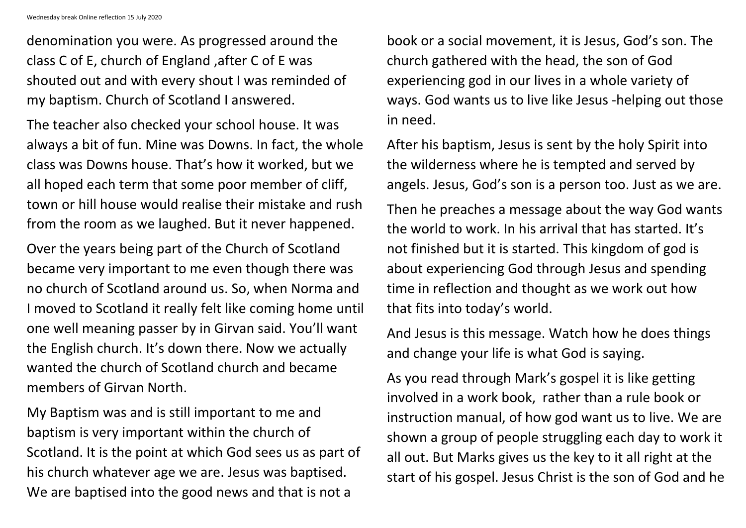denomination you were. As progressed around the class C of E, church of England ,after C of E was shouted out and with every shout I was reminded of my baptism. Church of Scotland I answered.

The teacher also checked your school house. It was always a bit of fun. Mine was Downs. In fact, the whole class was Downs house. That's how it worked, but we all hoped each term that some poor member of cliff, town or hill house would realise their mistake and rush from the room as we laughed. But it never happened.

Over the years being part of the Church of Scotland became very important to me even though there was no church of Scotland around us. So, when Norma and I moved to Scotland it really felt like coming home until one well meaning passer by in Girvan said. You'll want the English church. It's down there. Now we actually wanted the church of Scotland church and became members of Girvan North.

My Baptism was and is still important to me and baptism is very important within the church of Scotland. It is the point at which God sees us as part of his church whatever age we are. Jesus was baptised. We are baptised into the good news and that is not a book or a social movement, it is Jesus, God's son. The church gathered with the head, the son of God experiencing god in our lives in a whole variety of ways. God wants us to live like Jesus -helping out those in need.

After his baptism, Jesus is sent by the holy Spirit into the wilderness where he is tempted and served by angels. Jesus, God's son is a person too. Just as we are.

Then he preaches a message about the way God wants the world to work. In his arrival that has started. It's not finished but it is started. This kingdom of god is about experiencing God through Jesus and spending time in reflection and thought as we work out how that fits into today's world.

And Jesus is this message. Watch how he does things and change your life is what God is saying.

As you read through Mark's gospel it is like getting involved in a work book, rather than a rule book or instruction manual, of how god want us to live. We are shown a group of people struggling each day to work it all out. But Marks gives us the key to it all right at the start of his gospel. Jesus Christ is the son of God and he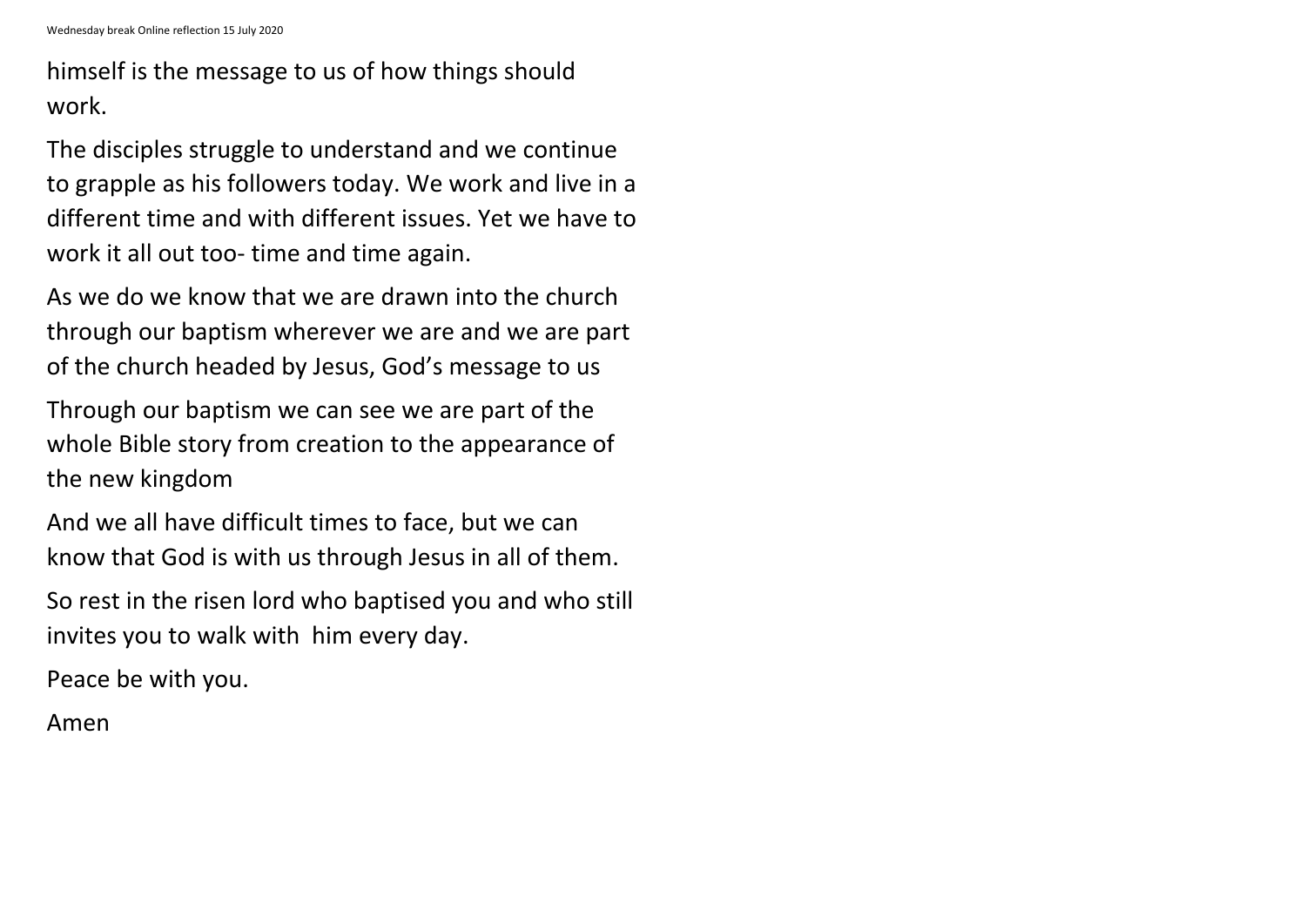himself is the message to us of how things should work.

The disciples struggle to understand and we continue to grapple as his followers today. We work and live in a different time and with different issues. Yet we have to work it all out too- time and time again.

As we do we know that we are drawn into the church through our baptism wherever we are and we are part of the church headed by Jesus, God's message to us

Through our baptism we can see we are part of the whole Bible story from creation to the appearance of the new kingdom

And we all have difficult times to face, but we can know that God is with us through Jesus in all of them.

So rest in the risen lord who baptised you and who still invites you to walk with  him every day.

Peace be with you.

Amen